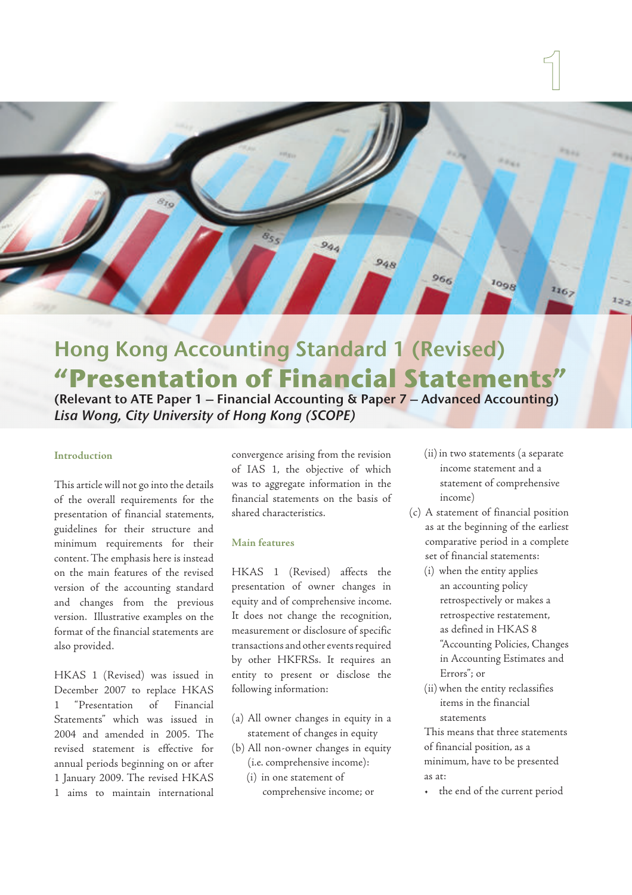# Hong Kong Accounting Standard 1 (Revised) "Presentation of Financial Statements"

**(Relevant to ATE Paper 1 – Financial Accounting & Paper 7 – Advanced Accounting)**

*Lisa Wong, City University of Hong Kong (SCOPE)*

## Introduction

This article will not go into the details of the overall requirements for the presentation of financial statements, guidelines for their structure and minimum requirements for their content. The emphasis here is instead on the main features of the revised version of the accounting standard and changes from the previous version. Illustrative examples on the format of the financial statements are also provided.

HKAS 1 (Revised) was issued in December 2007 to replace HKAS 1 "Presentation of Financial Statements" which was issued in 2004 and amended in 2005. The revised statement is effective for annual periods beginning on or after 1 January 2009. The revised HKAS 1 aims to maintain international convergence arising from the revision of IAS 1, the objective of which was to aggregate information in the financial statements on the basis of shared characteristics.

## Main features

HKAS 1 (Revised) affects the presentation of owner changes in equity and of comprehensive income. It does not change the recognition, measurement or disclosure of specific transactions and other events required by other HKFRSs. It requires an entity to present or disclose the following information:

(a) All owner changes in equity in a statement of changes in equity

(b) All non-owner changes in equity (i.e. comprehensive income):
   - (i) in one statement of comprehensive income; or
   - (ii) in two statements (a separate income statement and a statement of comprehensive income)

(c) A statement of financial position as at the beginning of the earliest comparative period in a complete set of financial statements:
   - (i) when the entity applies an accounting policy retrospectively or makes a retrospective restatement, as defined in HKAS 8 "Accounting Policies, Changes in Accounting Estimates and Errors"; or
   - (ii) when the entity reclassifies items in the financial statements

   This means that three statements of financial position, as a minimum, have to be presented as at:

   - the end of the current period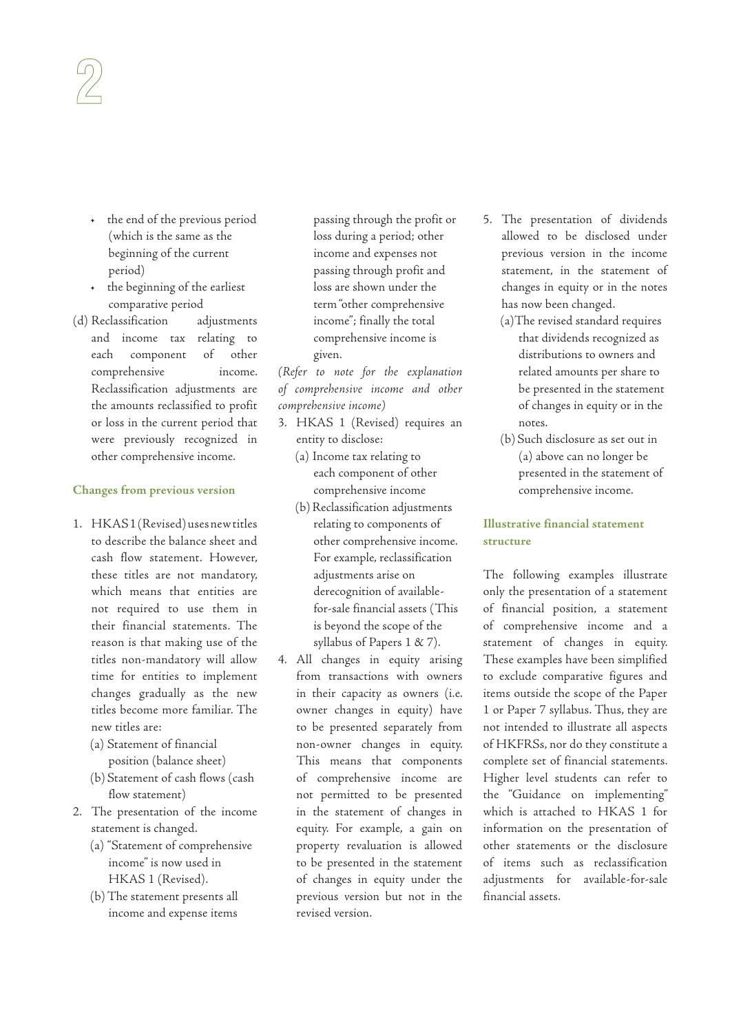- the end of the previous period (which is the same as the beginning of the current period)
- the beginning of the earliest comparative period

(d) Reclassification adjustments and income tax relating to each component of other comprehensive income. Reclassification adjustments are the amounts reclassified to profit or loss in the current period that were previously recognized in other comprehensive income.

## Changes from previous version

1. HKAS 1 (Revised) uses new titles to describe the balance sheet and cash flow statement. However, these titles are not mandatory, which means that entities are not required to use them in their financial statements. The reason is that making use of the titles non-mandatory will allow time for entities to implement changes gradually as the new titles become more familiar. The new titles are:
   (a) Statement of financial position (balance sheet)
   (b) Statement of cash flows (cash flow statement)
2. The presentation of the income statement is changed.
   (a) "Statement of comprehensive income" is now used in HKAS 1 (Revised).
   (b) The statement presents all income and expense items passing through the profit or loss during a period; other income and expenses not passing through profit and loss are shown under the term "other comprehensive income"; finally the total comprehensive income is given.

*(Refer to note for the explanation of comprehensive income and other comprehensive income)*

3. HKAS 1 (Revised) requires an entity to disclose:
   (a) Income tax relating to each component of other comprehensive income
   (b) Reclassification adjustments relating to components of other comprehensive income. For example, reclassification adjustments arise on derecognition of available-for-sale financial assets (This is beyond the scope of the syllabus of Papers 1 & 7).
4. All changes in equity arising from transactions with owners in their capacity as owners (i.e. owner changes in equity) have to be presented separately from non-owner changes in equity. This means that components of comprehensive income are not permitted to be presented in the statement of changes in equity. For example, a gain on property revaluation is allowed to be presented in the statement of changes in equity under the previous version but not in the revised version.
5. The presentation of dividends allowed to be disclosed under previous version in the income statement, in the statement of changes in equity or in the notes has now been changed.
   (a) The revised standard requires that dividends recognized as distributions to owners and related amounts per share to be presented in the statement of changes in equity or in the notes.
   (b) Such disclosure as set out in (a) above can no longer be presented in the statement of comprehensive income.

## Illustrative financial statement structure

The following examples illustrate only the presentation of a statement of financial position, a statement of comprehensive income and a statement of changes in equity. These examples have been simplified to exclude comparative figures and items outside the scope of the Paper 1 or Paper 7 syllabus. Thus, they are not intended to illustrate all aspects of HKFRSs, nor do they constitute a complete set of financial statements. Higher level students can refer to the "Guidance on implementing" which is attached to HKAS 1 for information on the presentation of other statements or the disclosure of items such as reclassification adjustments for available-for-sale financial assets.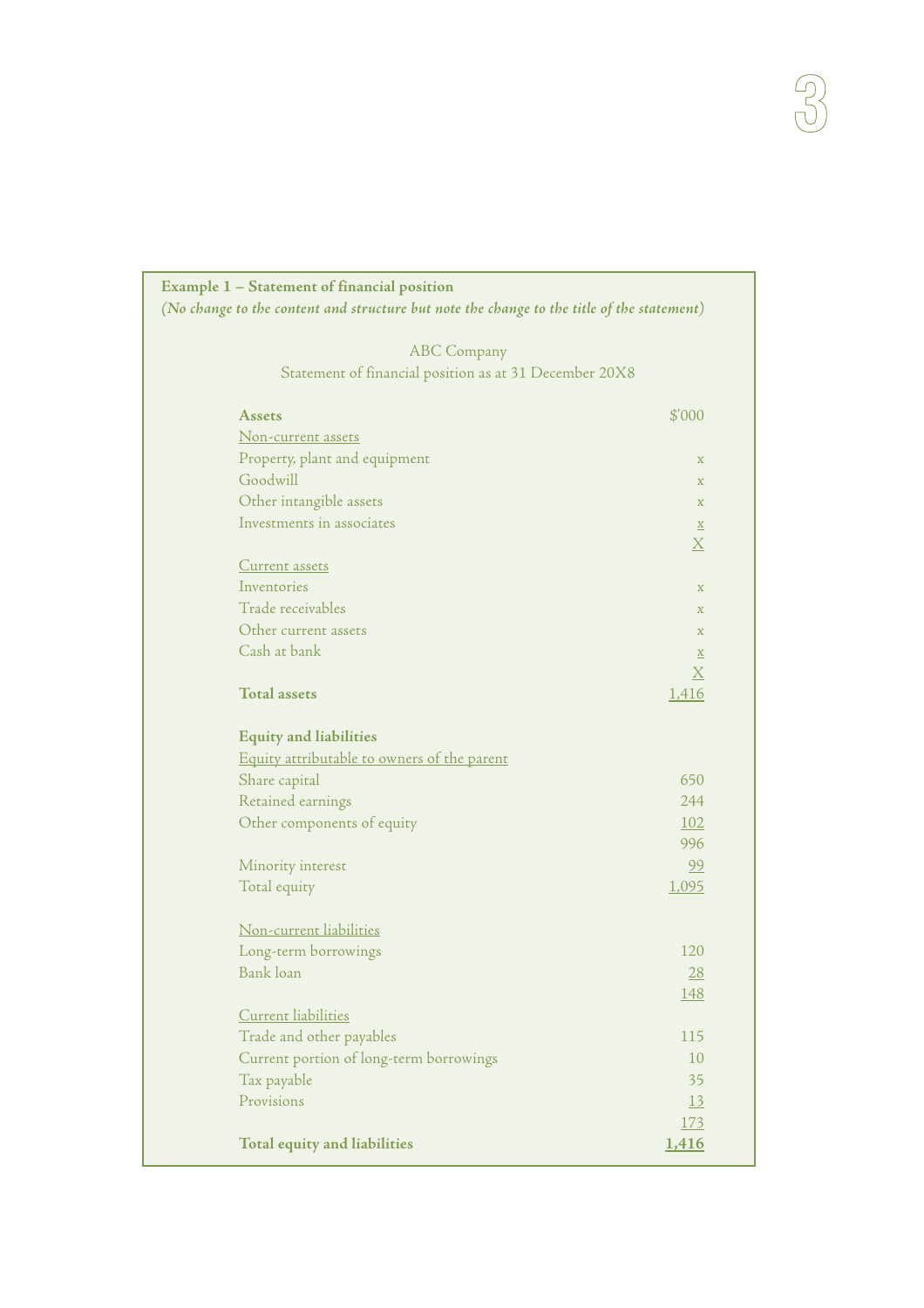**Example 1 – Statement of financial position**

*(No change to the content and structure but note the change to the title of the statement)*

ABC Company

Statement of financial position as at 31 December 20X8

| **Assets** | $'000 |
|---|---|
| Non-current assets | |
| Property, plant and equipment | x |
| Goodwill | x |
| Other intangible assets | x |
| Investments in associates | x |
| | X |
| Current assets | |
| Inventories | x |
| Trade receivables | x |
| Other current assets | x |
| Cash at bank | x |
| | X |
| **Total assets** | 1,416 |
| | |
| **Equity and liabilities** | |
| Equity attributable to owners of the parent | |
| Share capital | 650 |
| Retained earnings | 244 |
| Other components of equity | 102 |
| | 996 |
| Minority interest | 99 |
| Total equity | 1,095 |
| | |
| Non-current liabilities | |
| Long-term borrowings | 120 |
| Bank loan | 28 |
| | 148 |
| Current liabilities | |
| Trade and other payables | 115 |
| Current portion of long-term borrowings | 10 |
| Tax payable | 35 |
| Provisions | 13 |
| | 173 |
| **Total equity and liabilities** | **1,416** |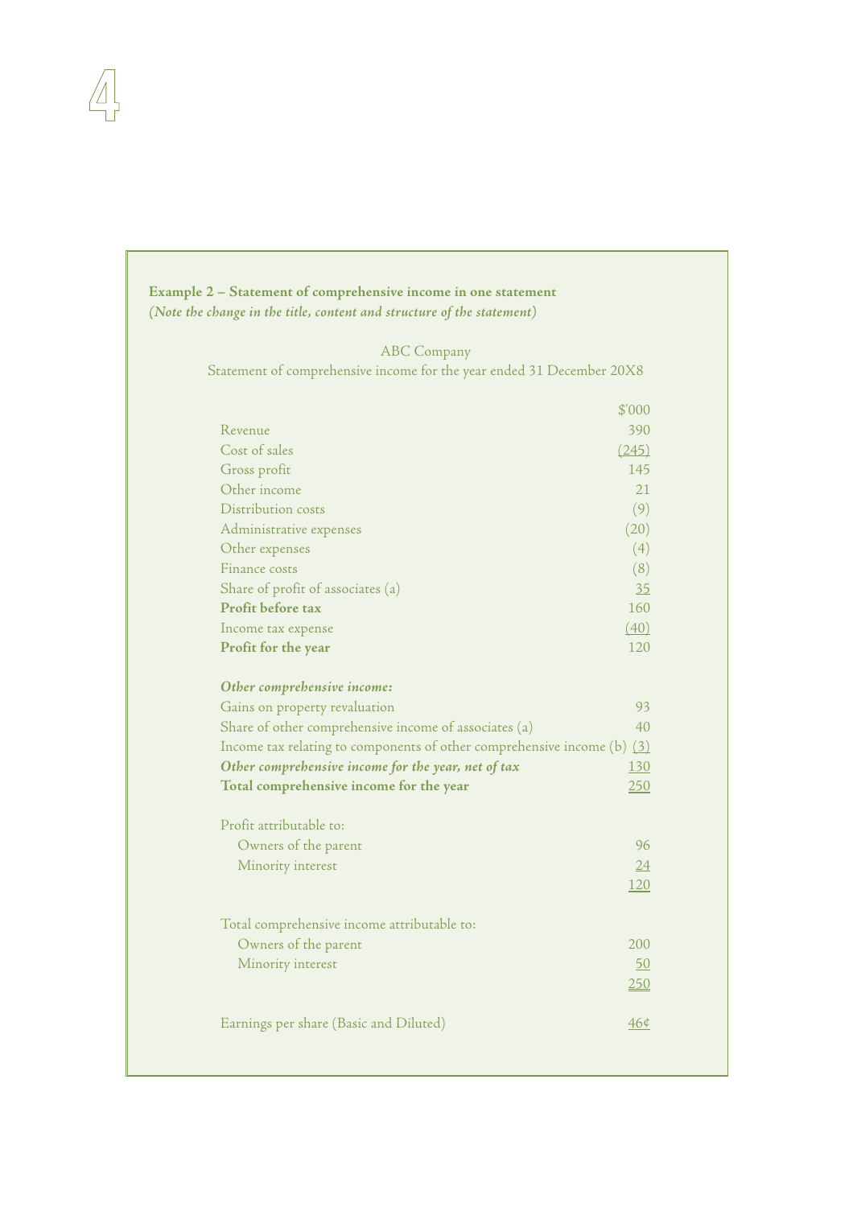**Example 2 – Statement of comprehensive income in one statement**
*(Note the change in the title, content and structure of the statement)*

ABC Company
Statement of comprehensive income for the year ended 31 December 20X8

| | $'000 |
|---|---|
| Revenue | 390 |
| Cost of sales | (245) |
| Gross profit | 145 |
| Other income | 21 |
| Distribution costs | (9) |
| Administrative expenses | (20) |
| Other expenses | (4) |
| Finance costs | (8) |
| Share of profit of associates (a) | 35 |
| **Profit before tax** | 160 |
| Income tax expense | (40) |
| **Profit for the year** | 120 |
| | |
| ***Other comprehensive income:*** | |
| Gains on property revaluation | 93 |
| Share of other comprehensive income of associates (a) | 40 |
| Income tax relating to components of other comprehensive income (b) | (3) |
| ***Other comprehensive income for the year, net of tax*** | 130 |
| **Total comprehensive income for the year** | 250 |
| | |
| Profit attributable to: | |
| Owners of the parent | 96 |
| Minority interest | 24 |
| | 120 |
| | |
| Total comprehensive income attributable to: | |
| Owners of the parent | 200 |
| Minority interest | 50 |
| | 250 |
| | |
| Earnings per share (Basic and Diluted) | 46¢ |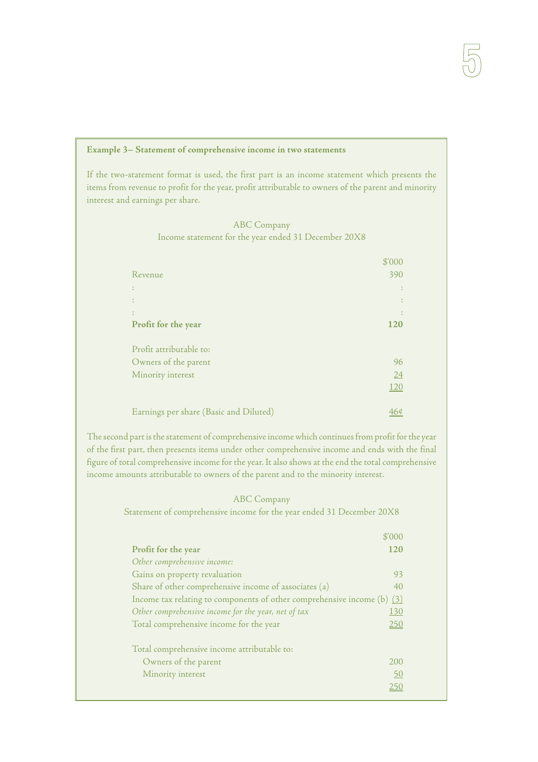**Example 3– Statement of comprehensive income in two statements**

If the two-statement format is used, the first part is an income statement which presents the items from revenue to profit for the year, profit attributable to owners of the parent and minority interest and earnings per share.

ABC Company
Income statement for the year ended 31 December 20X8

| | $'000 |
|---|---|
| Revenue | 390 |
| : | : |
| : | : |
| : | : |
| **Profit for the year** | **120** |
| | |
| Profit attributable to: | |
| Owners of the parent | 96 |
| Minority interest | 24 |
| | 120 |
| | |
| Earnings per share (Basic and Diluted) | 46¢ |

The second part is the statement of comprehensive income which continues from profit for the year of the first part, then presents items under other comprehensive income and ends with the final figure of total comprehensive income for the year. It also shows at the end the total comprehensive income amounts attributable to owners of the parent and to the minority interest.

ABC Company
Statement of comprehensive income for the year ended 31 December 20X8

| | $'000 |
|---|---|
| **Profit for the year** | **120** |
| *Other comprehensive income:* | |
| Gains on property revaluation | 93 |
| Share of other comprehensive income of associates (a) | 40 |
| Income tax relating to components of other comprehensive income (b) | (3) |
| *Other comprehensive income for the year, net of tax* | 130 |
| Total comprehensive income for the year | 250 |
| | |
| Total comprehensive income attributable to: | |
| Owners of the parent | 200 |
| Minority interest | 50 |
| | 250 |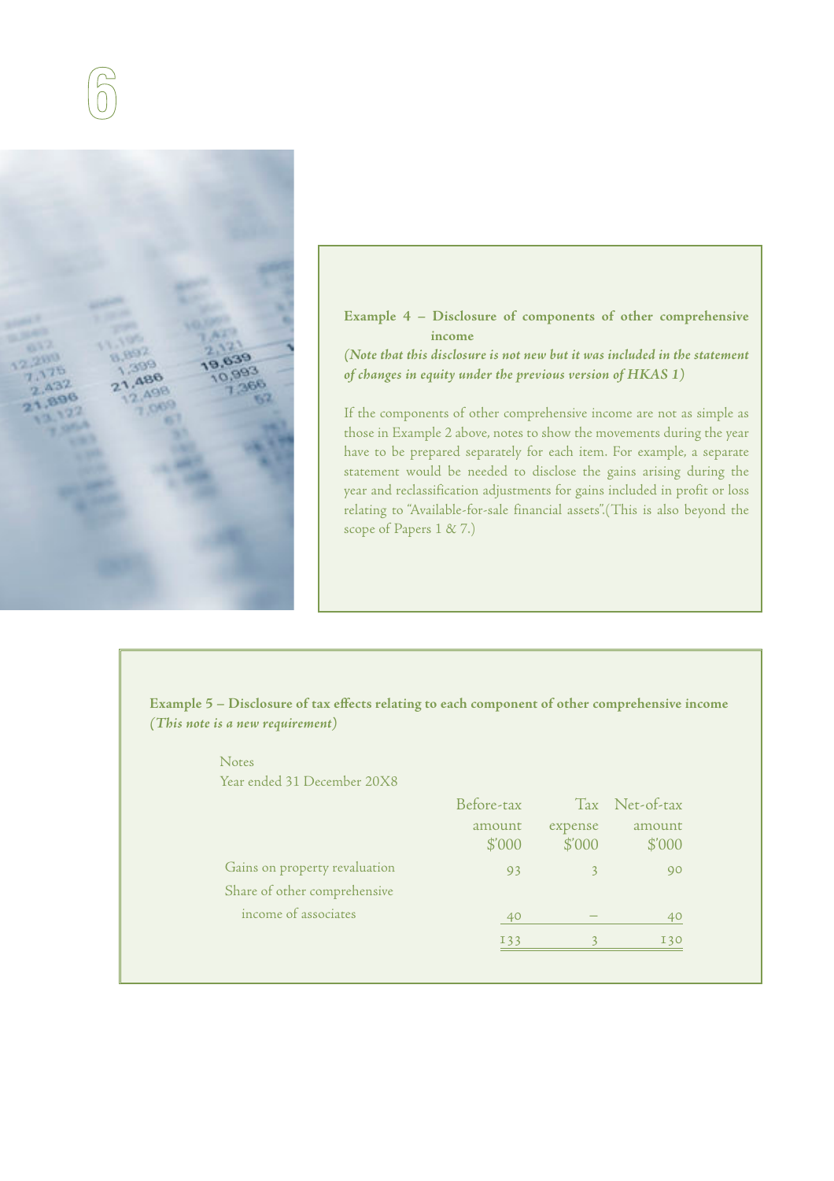**Example 4 – Disclosure of components of other comprehensive income**

***(Note that this disclosure is not new but it was included in the statement of changes in equity under the previous version of HKAS 1)***

If the components of other comprehensive income are not as simple as those in Example 2 above, notes to show the movements during the year have to be prepared separately for each item. For example, a separate statement would be needed to disclose the gains arising during the year and reclassification adjustments for gains included in profit or loss relating to "Available-for-sale financial assets".(This is also beyond the scope of Papers 1 & 7.)

**Example 5 – Disclosure of tax effects relating to each component of other comprehensive income**

***(This note is a new requirement)***

Notes

Year ended 31 December 20X8

| | Before-tax amount $'000 | Tax expense $'000 | Net-of-tax amount $'000 |
|---|---|---|---|
| Gains on property revaluation | 93 | 3 | 90 |
| Share of other comprehensive income of associates | 40 | – | 40 |
| | 133 | 3 | 130 |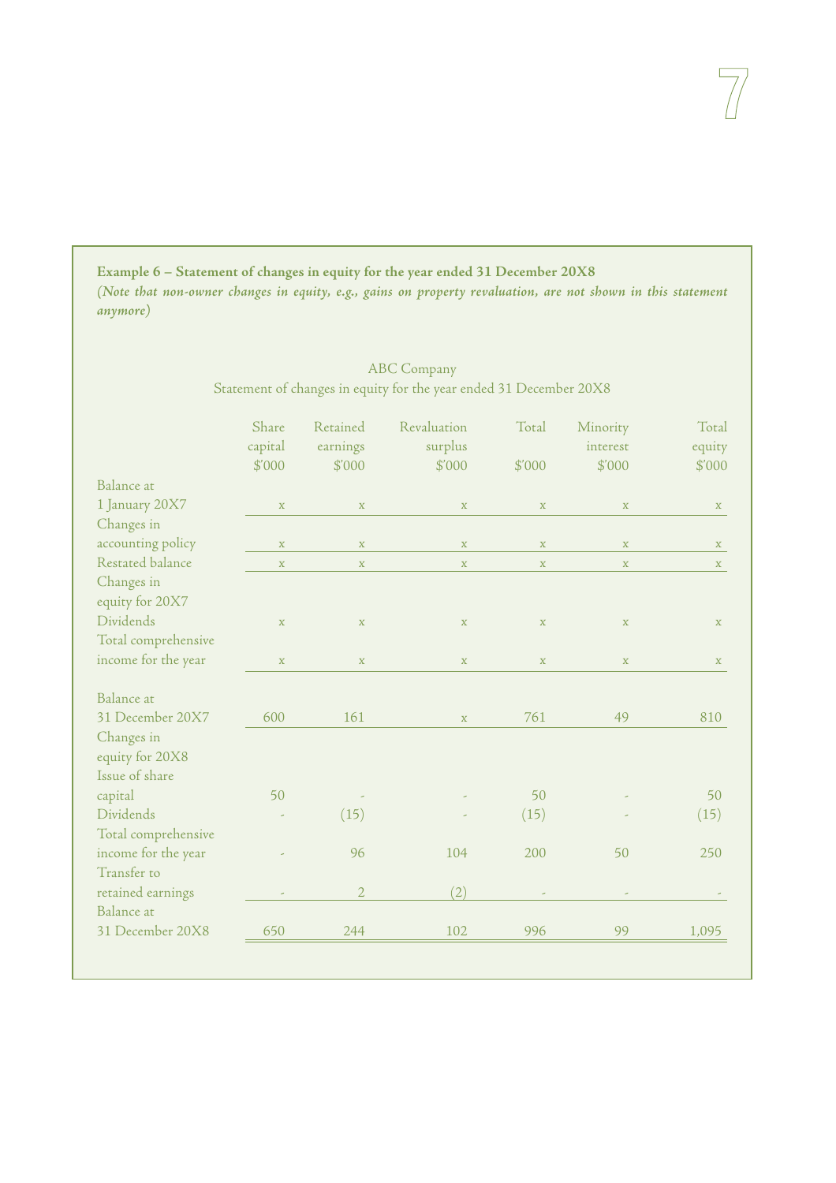**Example 6 – Statement of changes in equity for the year ended 31 December 20X8**

***(Note that non-owner changes in equity, e.g., gains on property revaluation, are not shown in this statement anymore)***

ABC Company

Statement of changes in equity for the year ended 31 December 20X8

| | Share capital $'000 | Retained earnings $'000 | Revaluation surplus $'000 | Total $'000 | Minority interest $'000 | Total equity $'000 |
|---|---|---|---|---|---|---|
| Balance at 1 January 20X7 | x | x | x | x | x | x |
| Changes in accounting policy | x | x | x | x | x | x |
| Restated balance | x | x | x | x | x | x |
| Changes in equity for 20X7 | | | | | | |
| Dividends | x | x | x | x | x | x |
| Total comprehensive income for the year | x | x | x | x | x | x |
| Balance at 31 December 20X7 | 600 | 161 | x | 761 | 49 | 810 |
| Changes in equity for 20X8 | | | | | | |
| Issue of share capital | 50 | - | - | 50 | - | 50 |
| Dividends | - | (15) | - | (15) | - | (15) |
| Total comprehensive income for the year | - | 96 | 104 | 200 | 50 | 250 |
| Transfer to retained earnings | - | 2 | (2) | - | - | - |
| Balance at 31 December 20X8 | 650 | 244 | 102 | 996 | 99 | 1,095 |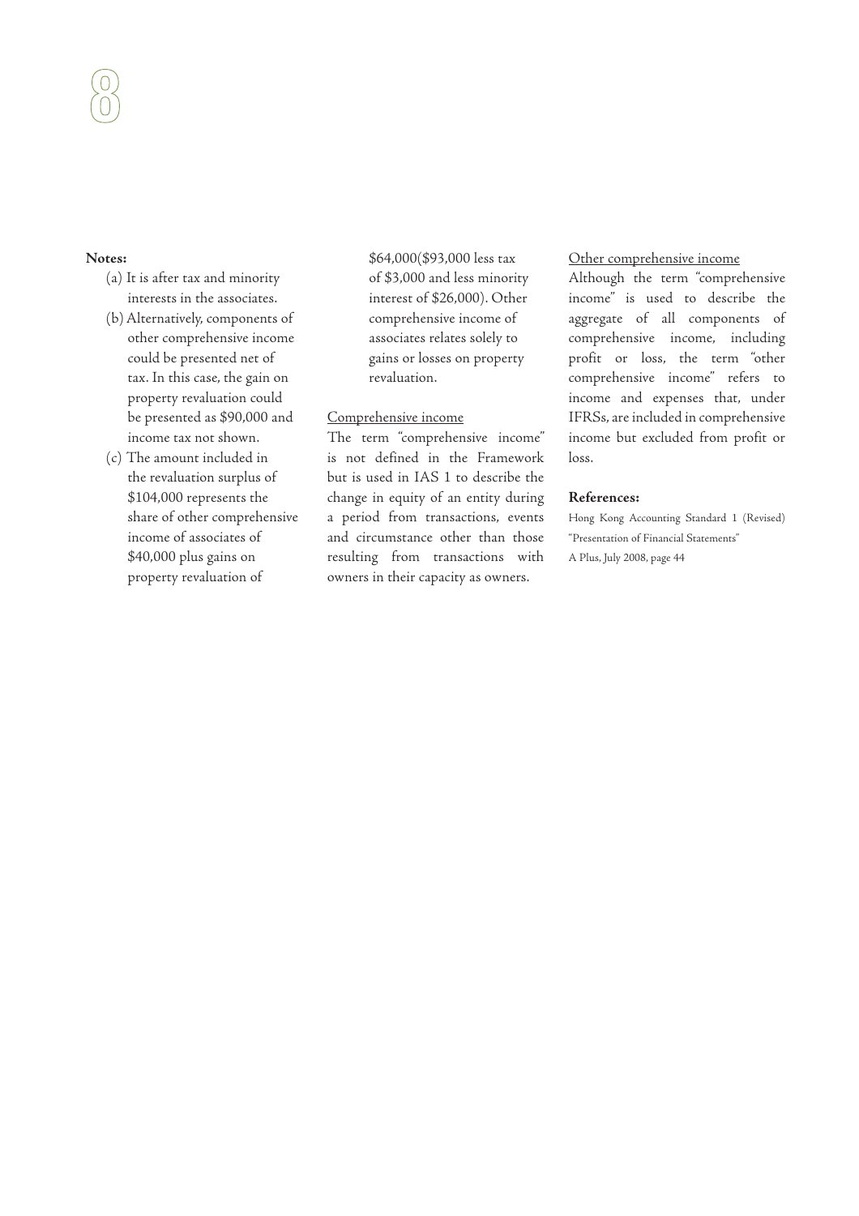**Notes:**

(a) It is after tax and minority interests in the associates.

(b) Alternatively, components of other comprehensive income could be presented net of tax. In this case, the gain on property revaluation could be presented as $90,000 and income tax not shown.

(c) The amount included in the revaluation surplus of $104,000 represents the share of other comprehensive income of associates of $40,000 plus gains on property revaluation of $64,000($93,000 less tax of $3,000 and less minority interest of $26,000). Other comprehensive income of associates relates solely to gains or losses on property revaluation.

Comprehensive income

The term "comprehensive income" is not defined in the Framework but is used in IAS 1 to describe the change in equity of an entity during a period from transactions, events and circumstance other than those resulting from transactions with owners in their capacity as owners.

Other comprehensive income

Although the term "comprehensive income" is used to describe the aggregate of all components of comprehensive income, including profit or loss, the term "other comprehensive income" refers to income and expenses that, under IFRSs, are included in comprehensive income but excluded from profit or loss.

**References:**

Hong Kong Accounting Standard 1 (Revised) "Presentation of Financial Statements"

A Plus, July 2008, page 44